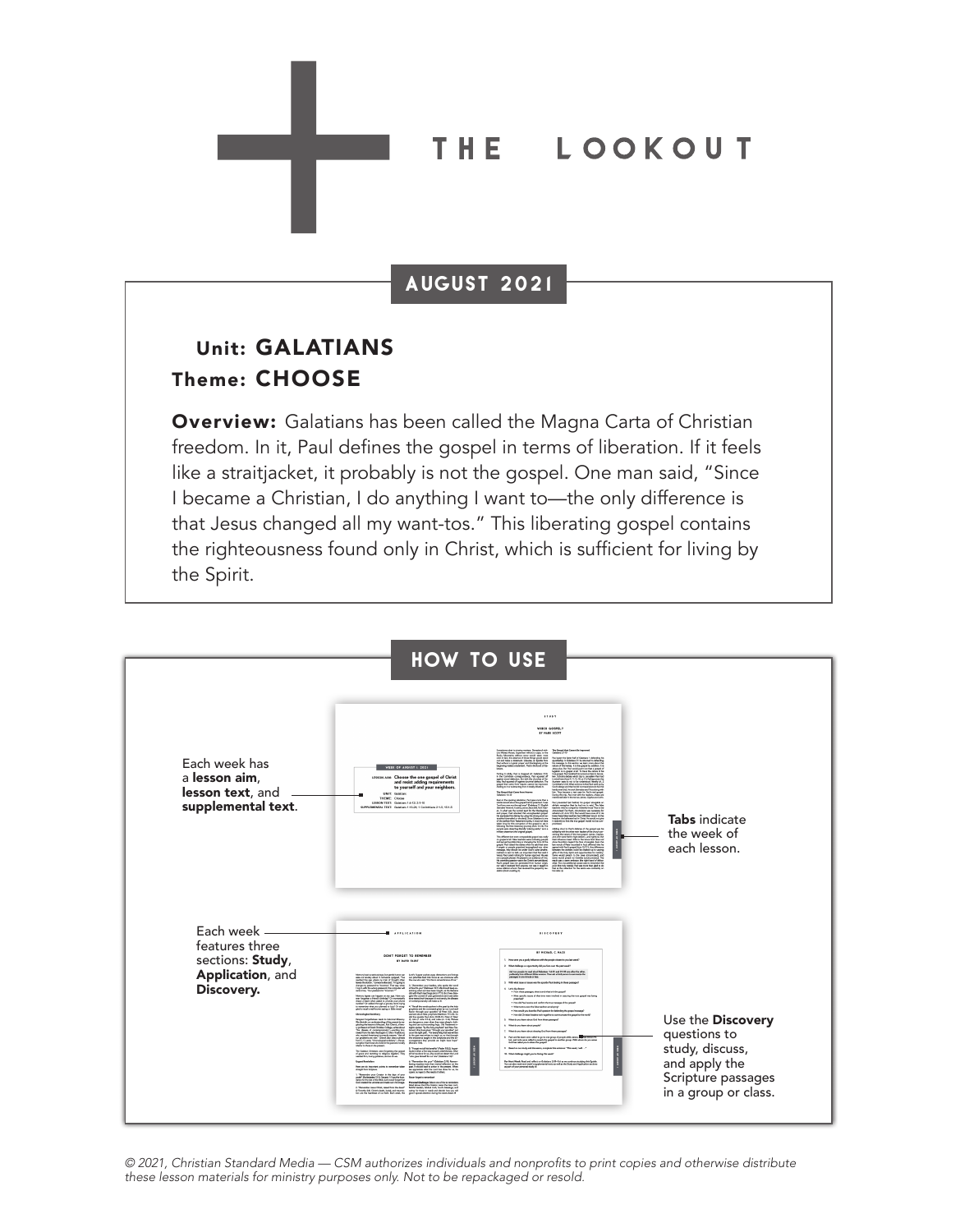# THE LOOKOUT

## AUGUST 2021

**Unit: GALATIANS**
**Theme: CHOOSE**

**Overview:** Galatians has been called the Magna Carta of Christian freedom. In it, Paul defines the gospel in terms of liberation. If it feels like a straitjacket, it probably is not the gospel. One man said, "Since I became a Christian, I do anything I want to—the only difference is that Jesus changed all my want-tos." This liberating gospel contains the righteousness found only in Christ, which is sufficient for living by the Spirit.

## HOW TO USE

Each week has a **lesson aim**, **lesson text**, and **supplemental text**.

**Tabs** indicate the week of each lesson.

Each week features three sections: **Study**, **Application**, and **Discovery.**

Use the **Discovery** questions to study, discuss, and apply the Scripture passages in a group or class.

*© 2021, Christian Standard Media — CSM authorizes individuals and nonprofits to print copies and otherwise distribute these lesson materials for ministry purposes only. Not to be repackaged or resold.*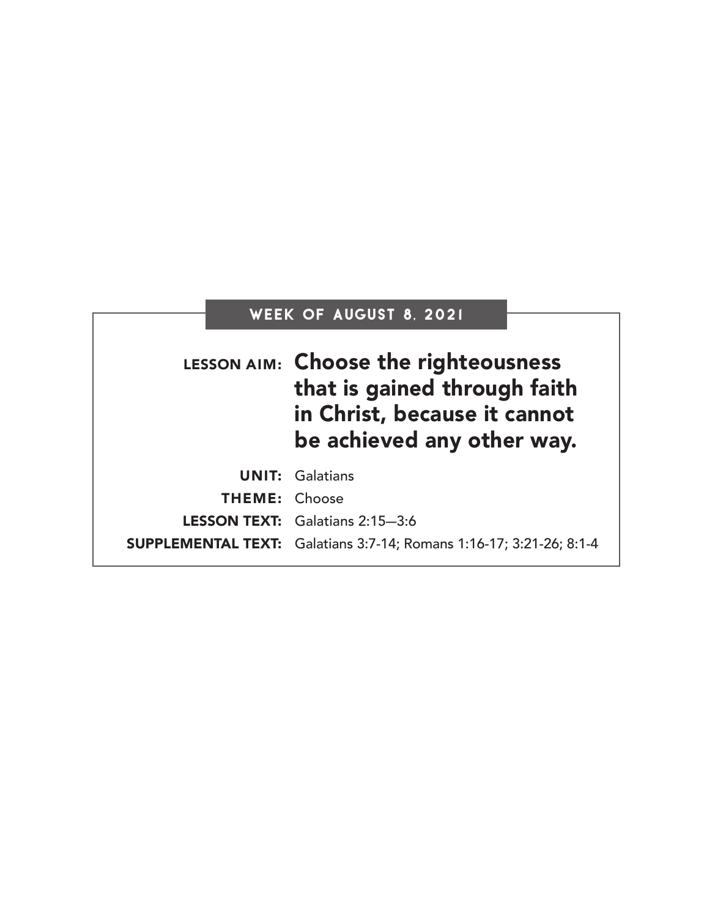## WEEK OF AUGUST 8, 2021

**LESSON AIM:** **Choose the righteousness that is gained through faith in Christ, because it cannot be achieved any other way.**

**UNIT:** Galatians

**THEME:** Choose

**LESSON TEXT:** Galatians 2:15—3:6

**SUPPLEMENTAL TEXT:** Galatians 3:7-14; Romans 1:16-17; 3:21-26; 8:1-4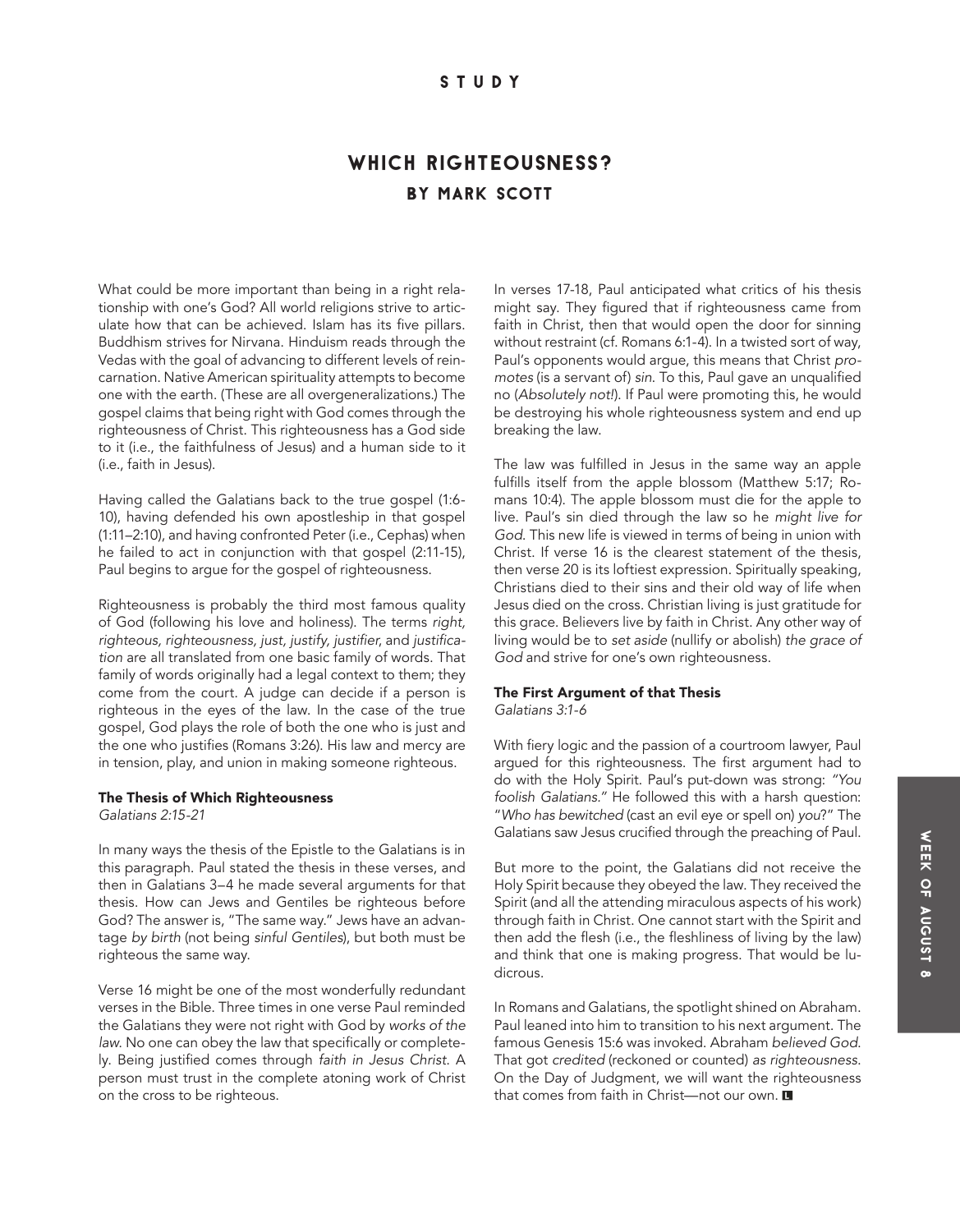STUDY

# WHICH RIGHTEOUSNESS?

## BY MARK SCOTT

What could be more important than being in a right relationship with one's God? All world religions strive to articulate how that can be achieved. Islam has its five pillars. Buddhism strives for Nirvana. Hinduism reads through the Vedas with the goal of advancing to different levels of reincarnation. Native American spirituality attempts to become one with the earth. (These are all overgeneralizations.) The gospel claims that being right with God comes through the righteousness of Christ. This righteousness has a God side to it (i.e., the faithfulness of Jesus) and a human side to it (i.e., faith in Jesus).

Having called the Galatians back to the true gospel (1:6-10), having defended his own apostleship in that gospel (1:11–2:10), and having confronted Peter (i.e., Cephas) when he failed to act in conjunction with that gospel (2:11-15), Paul begins to argue for the gospel of righteousness.

Righteousness is probably the third most famous quality of God (following his love and holiness). The terms *right, righteous, righteousness, just, justify, justifier*, and *justification* are all translated from one basic family of words. That family of words originally had a legal context to them; they come from the court. A judge can decide if a person is righteous in the eyes of the law. In the case of the true gospel, God plays the role of both the one who is just and the one who justifies (Romans 3:26). His law and mercy are in tension, play, and union in making someone righteous.

**The Thesis of Which Righteousness**
*Galatians 2:15-21*

In many ways the thesis of the Epistle to the Galatians is in this paragraph. Paul stated the thesis in these verses, and then in Galatians 3–4 he made several arguments for that thesis. How can Jews and Gentiles be righteous before God? The answer is, "The same way." Jews have an advantage *by birth* (not being *sinful Gentiles*), but both must be righteous the same way.

Verse 16 might be one of the most wonderfully redundant verses in the Bible. Three times in one verse Paul reminded the Galatians they were not right with God by *works of the law*. No one can obey the law that specifically or completely. Being justified comes through *faith in Jesus Christ*. A person must trust in the complete atoning work of Christ on the cross to be righteous.

In verses 17-18, Paul anticipated what critics of his thesis might say. They figured that if righteousness came from faith in Christ, then that would open the door for sinning without restraint (cf. Romans 6:1-4). In a twisted sort of way, Paul's opponents would argue, this means that Christ *promotes* (is a servant of) *sin*. To this, Paul gave an unqualified no (*Absolutely not!*). If Paul were promoting this, he would be destroying his whole righteousness system and end up breaking the law.

The law was fulfilled in Jesus in the same way an apple fulfills itself from the apple blossom (Matthew 5:17; Romans 10:4). The apple blossom must die for the apple to live. Paul's sin died through the law so he *might live for God*. This new life is viewed in terms of being in union with Christ. If verse 16 is the clearest statement of the thesis, then verse 20 is its loftiest expression. Spiritually speaking, Christians died to their sins and their old way of life when Jesus died on the cross. Christian living is just gratitude for this grace. Believers live by faith in Christ. Any other way of living would be to *set aside* (nullify or abolish) *the grace of God* and strive for one's own righteousness.

**The First Argument of that Thesis**
*Galatians 3:1-6*

With fiery logic and the passion of a courtroom lawyer, Paul argued for this righteousness. The first argument had to do with the Holy Spirit. Paul's put-down was strong: *"You foolish Galatians."* He followed this with a harsh question: "*Who has bewitched* (cast an evil eye or spell on) *you*?" The Galatians saw Jesus crucified through the preaching of Paul.

But more to the point, the Galatians did not receive the Holy Spirit because they obeyed the law. They received the Spirit (and all the attending miraculous aspects of his work) through faith in Christ. One cannot start with the Spirit and then add the flesh (i.e., the fleshliness of living by the law) and think that one is making progress. That would be ludicrous.

In Romans and Galatians, the spotlight shined on Abraham. Paul leaned into him to transition to his next argument. The famous Genesis 15:6 was invoked. Abraham *believed God*. That got *credited* (reckoned or counted) *as righteousness*. On the Day of Judgment, we will want the righteousness that comes from faith in Christ—not our own.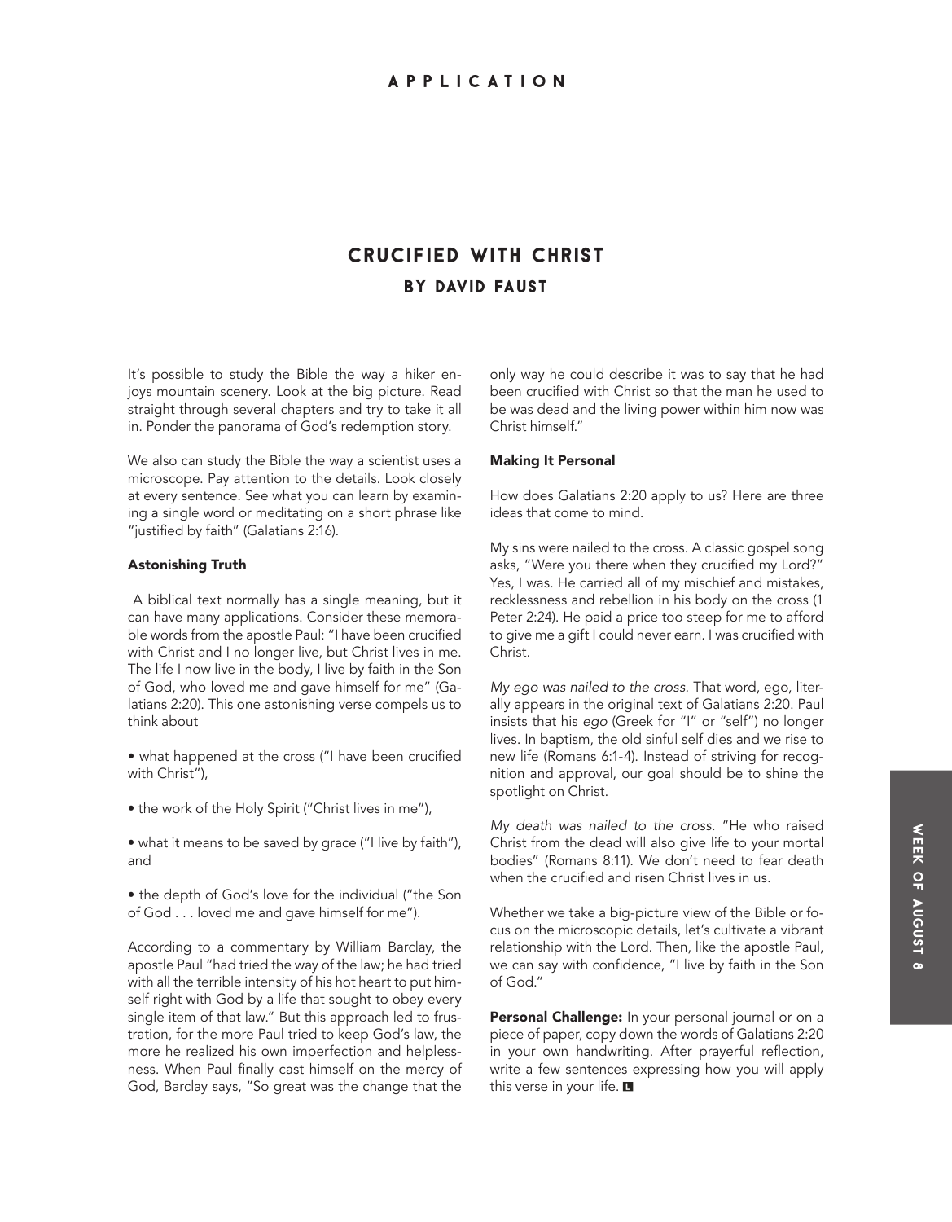APPLICATION

# CRUCIFIED WITH CHRIST

## BY DAVID FAUST

It's possible to study the Bible the way a hiker enjoys mountain scenery. Look at the big picture. Read straight through several chapters and try to take it all in. Ponder the panorama of God's redemption story.

We also can study the Bible the way a scientist uses a microscope. Pay attention to the details. Look closely at every sentence. See what you can learn by examining a single word or meditating on a short phrase like "justified by faith" (Galatians 2:16).

**Astonishing Truth**

A biblical text normally has a single meaning, but it can have many applications. Consider these memorable words from the apostle Paul: "I have been crucified with Christ and I no longer live, but Christ lives in me. The life I now live in the body, I live by faith in the Son of God, who loved me and gave himself for me" (Galatians 2:20). This one astonishing verse compels us to think about

- what happened at the cross ("I have been crucified with Christ"),
- the work of the Holy Spirit ("Christ lives in me"),
- what it means to be saved by grace ("I live by faith"), and
- the depth of God's love for the individual ("the Son of God . . . loved me and gave himself for me").

According to a commentary by William Barclay, the apostle Paul "had tried the way of the law; he had tried with all the terrible intensity of his hot heart to put himself right with God by a life that sought to obey every single item of that law." But this approach led to frustration, for the more Paul tried to keep God's law, the more he realized his own imperfection and helplessness. When Paul finally cast himself on the mercy of God, Barclay says, "So great was the change that the only way he could describe it was to say that he had been crucified with Christ so that the man he used to be was dead and the living power within him now was Christ himself."

**Making It Personal**

How does Galatians 2:20 apply to us? Here are three ideas that come to mind.

My sins were nailed to the cross. A classic gospel song asks, "Were you there when they crucified my Lord?" Yes, I was. He carried all of my mischief and mistakes, recklessness and rebellion in his body on the cross (1 Peter 2:24). He paid a price too steep for me to afford to give me a gift I could never earn. I was crucified with Christ.

*My ego was nailed to the cross.* That word, ego, literally appears in the original text of Galatians 2:20. Paul insists that his *ego* (Greek for "I" or "self") no longer lives. In baptism, the old sinful self dies and we rise to new life (Romans 6:1-4). Instead of striving for recognition and approval, our goal should be to shine the spotlight on Christ.

*My death was nailed to the cross.* "He who raised Christ from the dead will also give life to your mortal bodies" (Romans 8:11). We don't need to fear death when the crucified and risen Christ lives in us.

Whether we take a big-picture view of the Bible or focus on the microscopic details, let's cultivate a vibrant relationship with the Lord. Then, like the apostle Paul, we can say with confidence, "I live by faith in the Son of God."

**Personal Challenge:** In your personal journal or on a piece of paper, copy down the words of Galatians 2:20 in your own handwriting. After prayerful reflection, write a few sentences expressing how you will apply this verse in your life.

WEEK OF AUGUST 8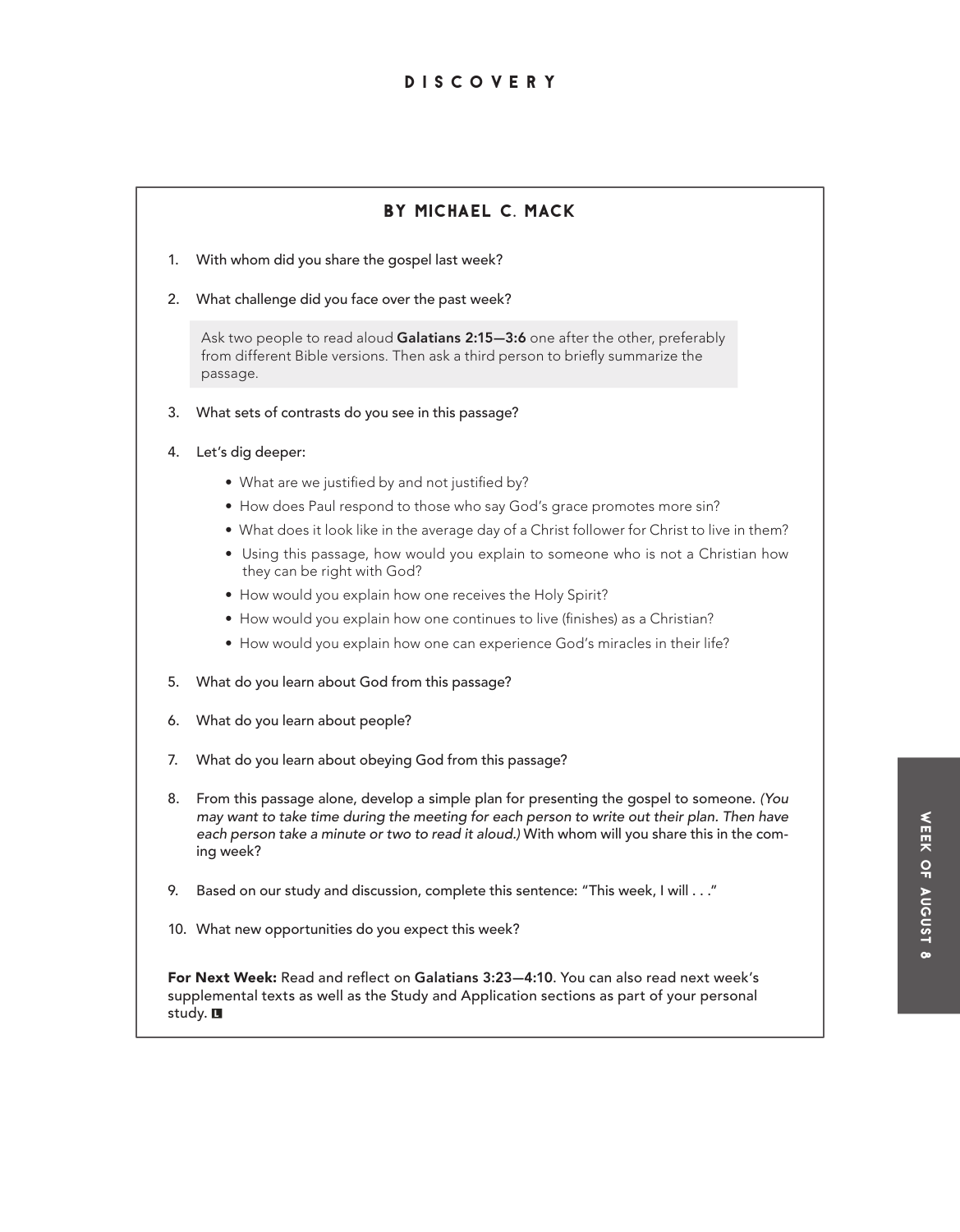# DISCOVERY

## BY MICHAEL C. MACK

1. With whom did you share the gospel last week?

2. What challenge did you face over the past week?

> Ask two people to read aloud **Galatians 2:15—3:6** one after the other, preferably from different Bible versions. Then ask a third person to briefly summarize the passage.

3. What sets of contrasts do you see in this passage?

4. Let's dig deeper:
   - What are we justified by and not justified by?
   - How does Paul respond to those who say God's grace promotes more sin?
   - What does it look like in the average day of a Christ follower for Christ to live in them?
   - Using this passage, how would you explain to someone who is not a Christian how they can be right with God?
   - How would you explain how one receives the Holy Spirit?
   - How would you explain how one continues to live (finishes) as a Christian?
   - How would you explain how one can experience God's miracles in their life?

5. What do you learn about God from this passage?

6. What do you learn about people?

7. What do you learn about obeying God from this passage?

8. From this passage alone, develop a simple plan for presenting the gospel to someone. *(You may want to take time during the meeting for each person to write out their plan. Then have each person take a minute or two to read it aloud.)* With whom will you share this in the coming week?

9. Based on our study and discussion, complete this sentence: "This week, I will . . ."

10. What new opportunities do you expect this week?

**For Next Week:** Read and reflect on **Galatians 3:23—4:10**. You can also read next week's supplemental texts as well as the Study and Application sections as part of your personal study.

WEEK OF AUGUST 8